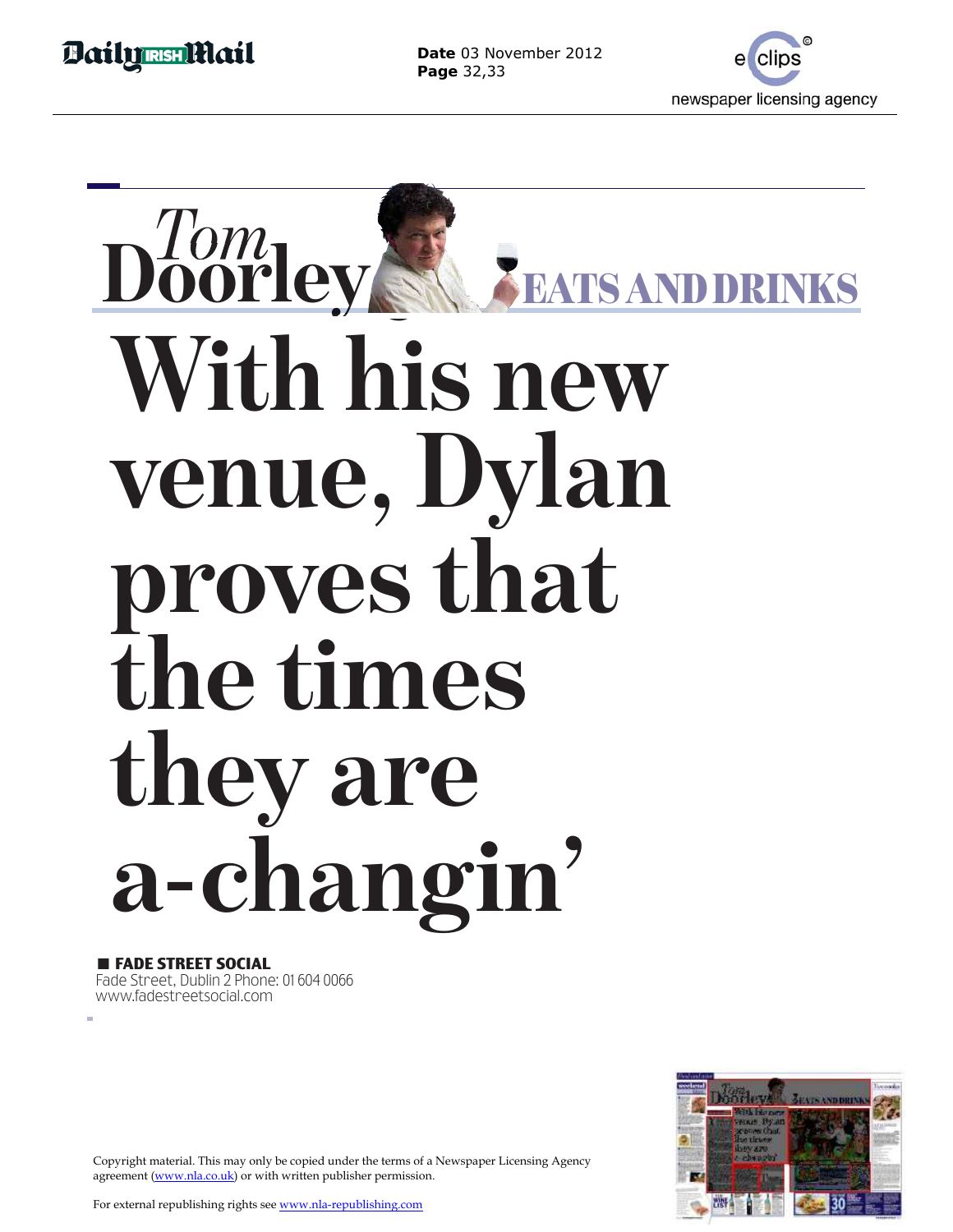Daily Mail (Irish)

**Date** 03 November 2012
**Page** 32,33

## Tom Doorley EATS AND DRINKS

# With his new venue, Dylan proves that the times they are a-changin'

■ **FADE STREET SOCIAL**
Fade Street, Dublin 2 Phone: 01 604 0066
www.fadestreetsocial.com

Copyright material. This may only be copied under the terms of a Newspaper Licensing Agency agreement (www.nla.co.uk) or with written publisher permission.

For external republishing rights see www.nla-republishing.com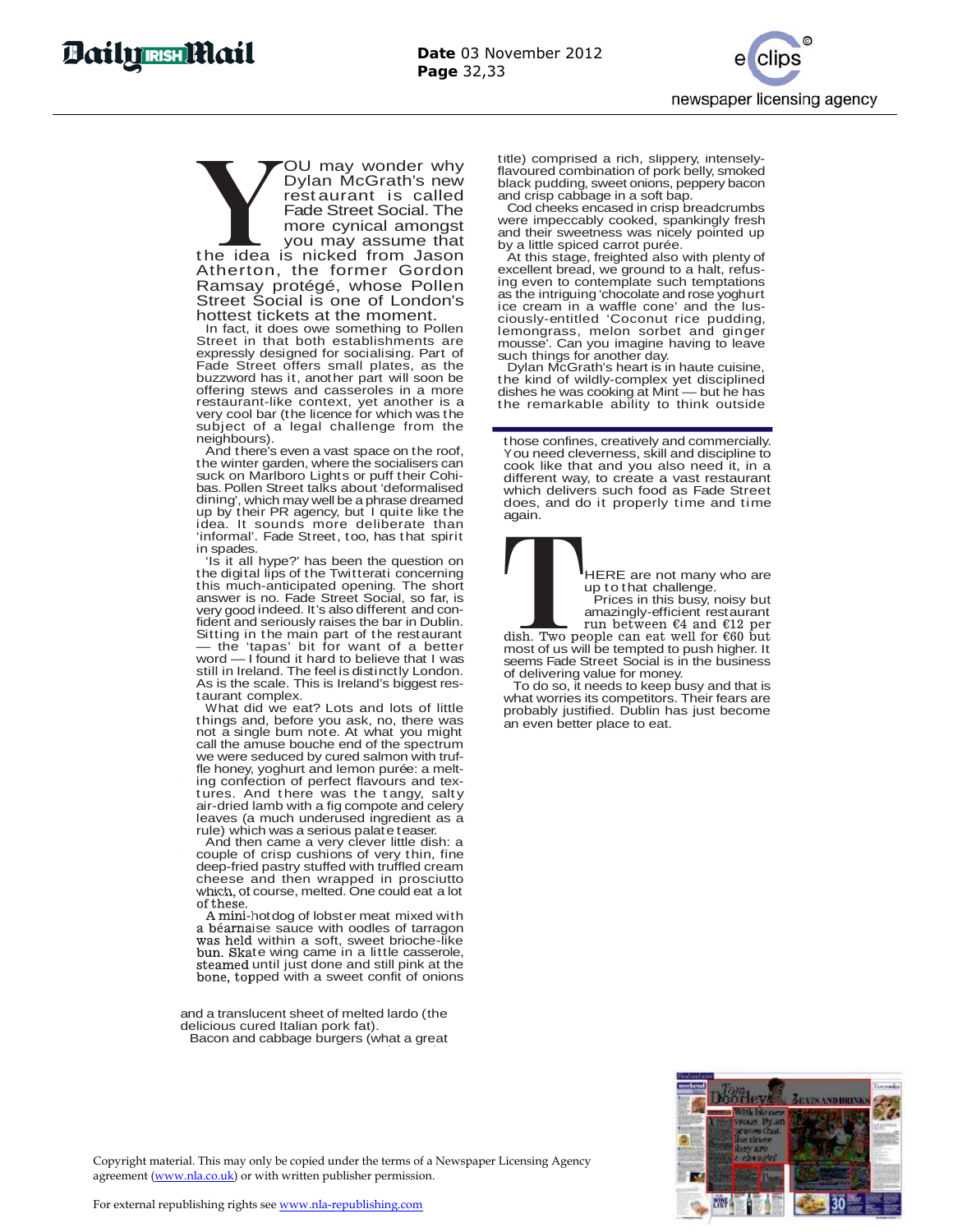YOU may wonder why Dylan McGrath's new restaurant is called Fade Street Social. The more cynical amongst you may assume that the idea is nicked from Jason Atherton, the former Gordon Ramsay protégé, whose Pollen Street Social is one of London's hottest tickets at the moment.

In fact, it does owe something to Pollen Street in that both establishments are expressly designed for socialising. Part of Fade Street offers small plates, as the buzzword has it, another part will soon be offering stews and casseroles in a more restaurant-like context, yet another is a very cool bar (the licence for which was the subject of a legal challenge from the neighbours).

And there's even a vast space on the roof, the winter garden, where the socialisers can suck on Marlboro Lights or puff their Cohibas. Pollen Street talks about 'deformalised dining', which may well be a phrase dreamed up by their PR agency, but I quite like the idea. It sounds more deliberate than 'informal'. Fade Street, too, has that spirit in spades.

'Is it all hype?' has been the question on the digital lips of the Twitterati concerning this much-anticipated opening. The short answer is no. Fade Street Social, so far, is very good indeed. It's also different and confident and seriously raises the bar in Dublin. Sitting in the main part of the restaurant — the 'tapas' bit for want of a better word — I found it hard to believe that I was still in Ireland. The feel is distinctly London. As is the scale. This is Ireland's biggest restaurant complex.

What did we eat? Lots and lots of little things and, before you ask, no, there was not a single bum note. At what you might call the amuse bouche end of the spectrum we were seduced by cured salmon with truffle honey, yoghurt and lemon purée: a melting confection of perfect flavours and textures. And there was the tangy, salty air-dried lamb with a fig compote and celery leaves (a much underused ingredient as a rule) which was a serious palate teaser.

And then came a very clever little dish: a couple of crisp cushions of very thin, fine deep-fried pastry stuffed with truffled cream cheese and then wrapped in prosciutto which, of course, melted. One could eat a lot of these.

A mini-hotdog of lobster meat mixed with a béarnaise sauce with oodles of tarragon was held within a soft, sweet brioche-like bun. Skate wing came in a little casserole, steamed until just done and still pink at the bone, topped with a sweet confit of onions and a translucent sheet of melted lardo (the delicious cured Italian pork fat).

Bacon and cabbage burgers (what a great title) comprised a rich, slippery, intensely-flavoured combination of pork belly, smoked black pudding, sweet onions, peppery bacon and crisp cabbage in a soft bap.

Cod cheeks encased in crisp breadcrumbs were impeccably cooked, spankingly fresh and their sweetness was nicely pointed up by a little spiced carrot purée.

At this stage, freighted also with plenty of excellent bread, we ground to a halt, refusing even to contemplate such temptations as the intriguing 'chocolate and rose yoghurt ice cream in a waffle cone' and the lusciously-entitled 'Coconut rice pudding, lemongrass, melon sorbet and ginger mousse'. Can you imagine having to leave such things for another day.

Dylan McGrath's heart is in haute cuisine, the kind of wildly-complex yet disciplined dishes he was cooking at Mint — but he has the remarkable ability to think outside those confines, creatively and commercially. You need cleverness, skill and discipline to cook like that and you also need it, in a different way, to create a vast restaurant which delivers such food as Fade Street does, and do it properly time and time again.

THERE are not many who are up to that challenge.

Prices in this busy, noisy but amazingly-efficient restaurant run between €4 and €12 per dish. Two people can eat well for €60 but most of us will be tempted to push higher. It seems Fade Street Social is in the business of delivering value for money.

To do so, it needs to keep busy and that is what worries its competitors. Their fears are probably justified. Dublin has just become an even better place to eat.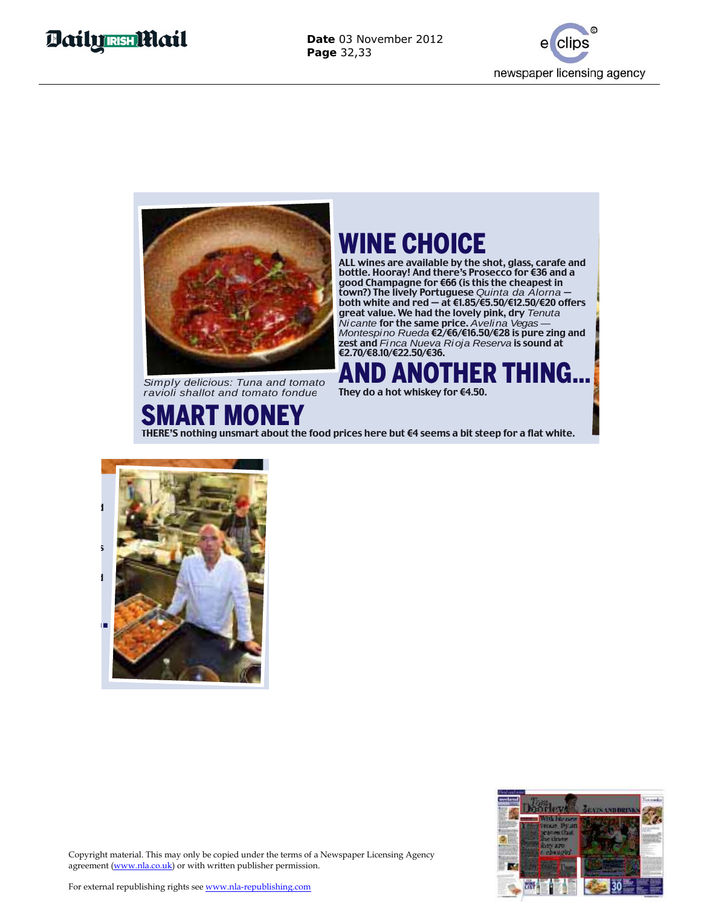Simply delicious: Tuna and tomato ravioli shallot and tomato fondue

## WINE CHOICE

**ALL wines are available by the shot, glass, carafe and bottle. Hooray! And there's Prosecco for €36 and a good Champagne for €66 (is this the cheapest in town?) The lively Portuguese** *Quinta da Alorna —* **both white and red — at €1.85/€5.50/€12.50/€20 offers great value. We had the lovely pink, dry** *Tenuta Nicante* **for the same price.** *Avelina Vegas — Montespino Rueda* **€2/€6/€16.50/€28 is pure zing and zest and** *Finca Nueva Rioja Reserva* **is sound at €2.70/€8.10/€22.50/€36.**

## AND ANOTHER THING...

**They do a hot whiskey for €4.50.**

## SMART MONEY

**THERE'S nothing unsmart about the food prices here but €4 seems a bit steep for a flat white.**

Copyright material. This may only be copied under the terms of a Newspaper Licensing Agency agreement (www.nla.co.uk) or with written publisher permission.

For external republishing rights see www.nla-republishing.com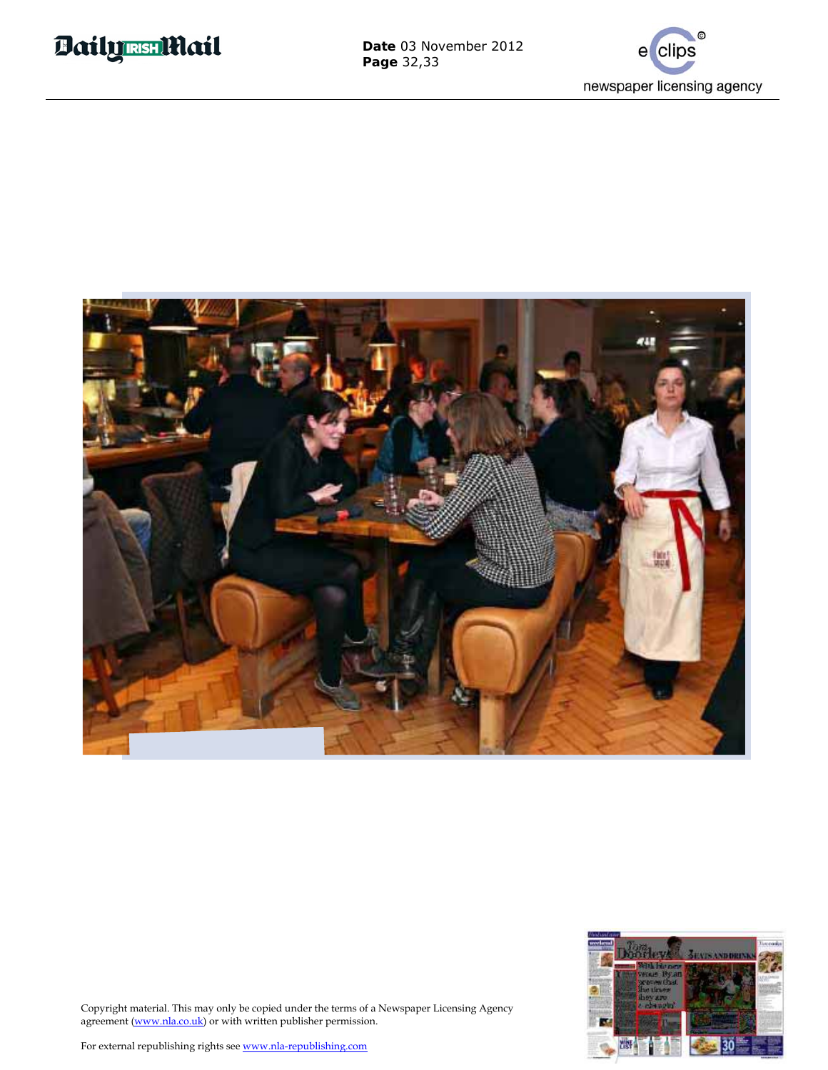Copyright material. This may only be copied under the terms of a Newspaper Licensing Agency agreement (www.nla.co.uk) or with written publisher permission.

For external republishing rights see www.nla-republishing.com